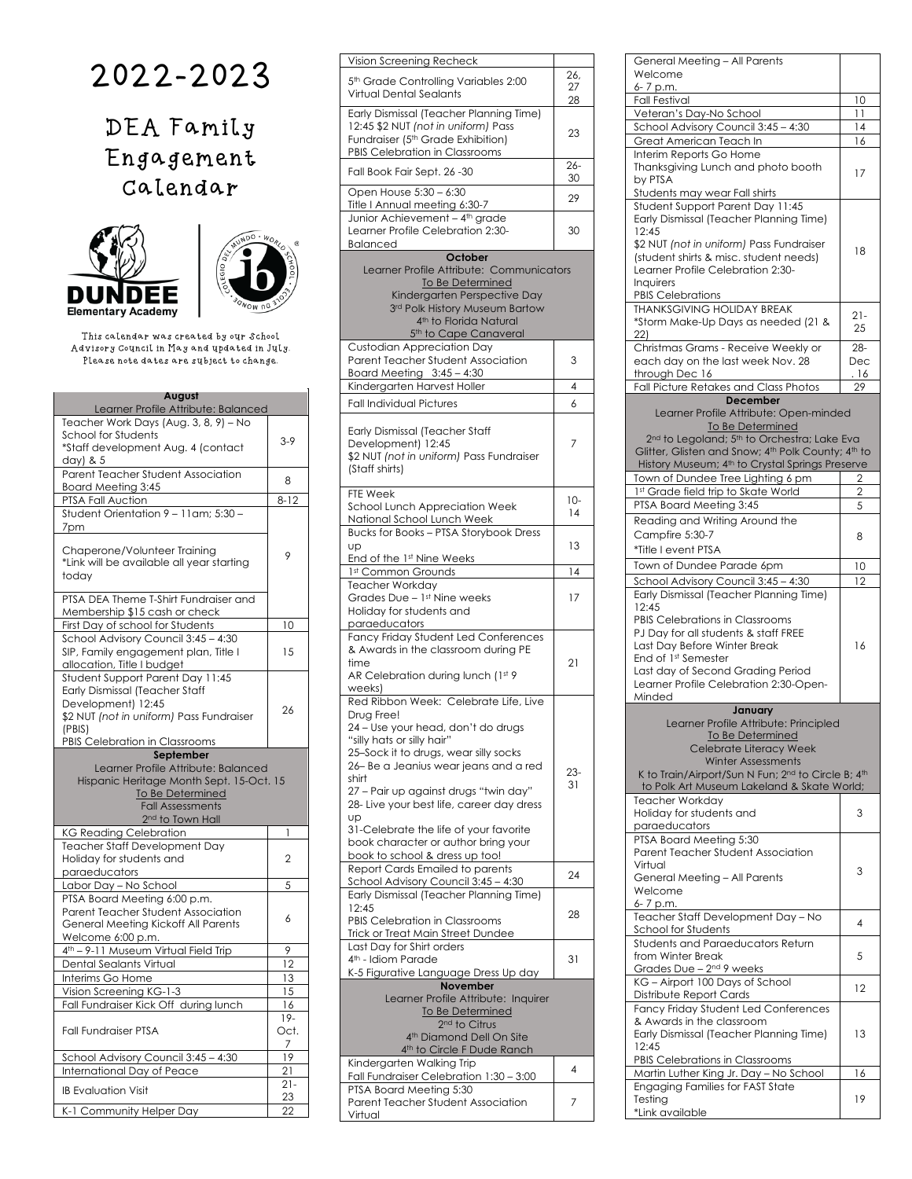# 2022-2023

## DEA Family Engagement Calendar

Dundee Elementary Academy

This calendar was created by our School Advisory Council in May and updated in July. Please note dates are subject to change.

| **August** | |
|---|---|
| Learner Profile Attribute: Balanced | |
| Teacher Work Days (Aug. 3, 8, 9) – No School for Students *Staff development Aug. 4 (contact day) & 5 | 3-9 |
| Parent Teacher Student Association Board Meeting 3:45 | 8 |
| PTSA Fall Auction | 8-12 |
| Student Orientation 9 – 11am; 5:30 – 7pm<br>Chaperone/Volunteer Training *Link will be available all year starting today<br>PTSA DEA Theme T-Shirt Fundraiser and Membership $15 cash or check | 9 |
| First Day of school for Students | 10 |
| School Advisory Council 3:45 – 4:30 SIP, Family engagement plan, Title I allocation, Title I budget | 15 |
| Student Support Parent Day 11:45 Early Dismissal (Teacher Staff Development) 12:45 $2 NUT *(not in uniform)* Pass Fundraiser (PBIS) PBIS Celebration in Classrooms | 26 |
| **September** | |
| Learner Profile Attribute: Balanced<br>Hispanic Heritage Month Sept. 15-Oct. 15<br>To Be Determined<br>Fall Assessments<br>2nd to Town Hall | |
| KG Reading Celebration | 1 |
| Teacher Staff Development Day Holiday for students and paraeducators | 2 |
| Labor Day – No School | 5 |
| PTSA Board Meeting 6:00 p.m. Parent Teacher Student Association General Meeting Kickoff All Parents Welcome 6:00 p.m. | 6 |
| 4th – 9-11 Museum Virtual Field Trip | 9 |
| Dental Sealants Virtual | 12 |
| Interims Go Home | 13 |
| Vision Screening KG-1-3 | 15 |
| Fall Fundraiser Kick Off during lunch | 16 |
| Fall Fundraiser PTSA | 19-Oct. 7 |
| School Advisory Council 3:45 – 4:30 | 19 |
| International Day of Peace | 21 |
| IB Evaluation Visit | 21-23 |
| K-1 Community Helper Day | 22 |
| Vision Screening Recheck | |
| 5th Grade Controlling Variables 2:00 Virtual Dental Sealants | 26, 27 28 |
| Early Dismissal (Teacher Planning Time) 12:45 $2 NUT *(not in uniform)* Pass Fundraiser (5th Grade Exhibition) PBIS Celebration in Classrooms | 23 |
| Fall Book Fair Sept. 26 -30 | 26-30 |
| Open House 5:30 – 6:30 Title I Annual meeting 6:30-7 | 29 |
| Junior Achievement – 4th grade Learner Profile Celebration 2:30- Balanced | 30 |
| **October** | |
| Learner Profile Attribute: Communicators<br>To Be Determined<br>Kindergarten Perspective Day<br>3rd Polk History Museum Bartow<br>4th to Florida Natural<br>5th to Cape Canaveral | |
| Custodian Appreciation Day Parent Teacher Student Association Board Meeting 3:45 – 4:30 | 3 |
| Kindergarten Harvest Holler | 4 |
| Fall Individual Pictures | 6 |
| Early Dismissal (Teacher Staff Development) 12:45 $2 NUT *(not in uniform)* Pass Fundraiser (Staff shirts) | 7 |
| FTE Week School Lunch Appreciation Week National School Lunch Week | 10-14 |
| Bucks for Books – PTSA Storybook Dress up End of the 1st Nine Weeks | 13 |
| 1st Common Grounds | 14 |
| Teacher Workday Grades Due – 1st Nine weeks Holiday for students and paraeducators | 17 |
| Fancy Friday Student Led Conferences & Awards in the classroom during PE time AR Celebration during lunch (1st 9 weeks) | 21 |
| Red Ribbon Week: Celebrate Life, Live Drug Free!<br>24 – Use your head, don't do drugs "silly hats or silly hair"<br>25–Sock it to drugs, wear silly socks<br>26– Be a Jeanius wear jeans and a red shirt<br>27 – Pair up against drugs "twin day"<br>28- Live your best life, career day dress up<br>31-Celebrate the life of your favorite book character or author bring your book to school & dress up too! | 23-31 |
| Report Cards Emailed to parents School Advisory Council 3:45 – 4:30 | 24 |
| Early Dismissal (Teacher Planning Time) 12:45 PBIS Celebration in Classrooms Trick or Treat Main Street Dundee | 28 |
| Last Day for Shirt orders 4th - Idiom Parade K-5 Figurative Language Dress Up day | 31 |
| **November** | |
| Learner Profile Attribute: Inquirer<br>To Be Determined<br>2nd to Citrus<br>4th Diamond Dell On Site<br>4th to Circle F Dude Ranch | |
| Kindergarten Walking Trip Fall Fundraiser Celebration 1:30 – 3:00 | 4 |
| PTSA Board Meeting 5:30 Parent Teacher Student Association Virtual General Meeting – All Parents Welcome 6- 7 p.m. | 7 |
| Fall Festival | 10 |
| Veteran's Day-No School | 11 |
| School Advisory Council 3:45 – 4:30 | 14 |
| Great American Teach In | 16 |
| Interim Reports Go Home Thanksgiving Lunch and photo booth by PTSA Students may wear Fall shirts | 17 |
| Student Support Parent Day 11:45 Early Dismissal (Teacher Planning Time) 12:45 $2 NUT *(not in uniform)* Pass Fundraiser (student shirts & misc. student needs) Learner Profile Celebration 2:30- Inquirers PBIS Celebrations | 18 |
| THANKSGIVING HOLIDAY BREAK *Storm Make-Up Days as needed (21 & 22) | 21-25 |
| Christmas Grams - Receive Weekly or each day on the last week Nov. 28 through Dec 16 | 28-Dec. 16 |
| Fall Picture Retakes and Class Photos | 29 |
| **December** | |
| Learner Profile Attribute: Open-minded<br>To Be Determined<br>2nd to Legoland; 5th to Orchestra; Lake Eva Glitter, Glisten and Snow; 4th Polk County; 4th to History Museum; 4th to Crystal Springs Preserve | |
| Town of Dundee Tree Lighting 6 pm | 2 |
| 1st Grade field trip to Skate World | 2 |
| PTSA Board Meeting 3:45 | 5 |
| Reading and Writing Around the Campfire 5:30-7 *Title I event PTSA | 8 |
| Town of Dundee Parade 6pm | 10 |
| School Advisory Council 3:45 – 4:30 | 12 |
| Early Dismissal (Teacher Planning Time) 12:45 PBIS Celebrations in Classrooms PJ Day for all students & staff FREE Last Day Before Winter Break End of 1st Semester Last day of Second Grading Period Learner Profile Celebration 2:30-Open-Minded | 16 |
| **January** | |
| Learner Profile Attribute: Principled<br>To Be Determined<br>Celebrate Literacy Week<br>Winter Assessments<br>K to Train/Airport/Sun N Fun; 2nd to Circle B; 4th to Polk Art Museum Lakeland & Skate World; | |
| Teacher Workday Holiday for students and paraeducators | 3 |
| PTSA Board Meeting 5:30 Parent Teacher Student Association Virtual General Meeting – All Parents Welcome 6- 7 p.m. | 3 |
| Teacher Staff Development Day – No School for Students | 4 |
| Students and Paraeducators Return from Winter Break Grades Due – 2nd 9 weeks | 5 |
| KG – Airport 100 Days of School Distribute Report Cards | 12 |
| Fancy Friday Student Led Conferences & Awards in the classroom Early Dismissal (Teacher Planning Time) 12:45 PBIS Celebrations in Classrooms | 13 |
| Martin Luther King Jr. Day – No School | 16 |
| Engaging Families for FAST State Testing *Link available | 19 |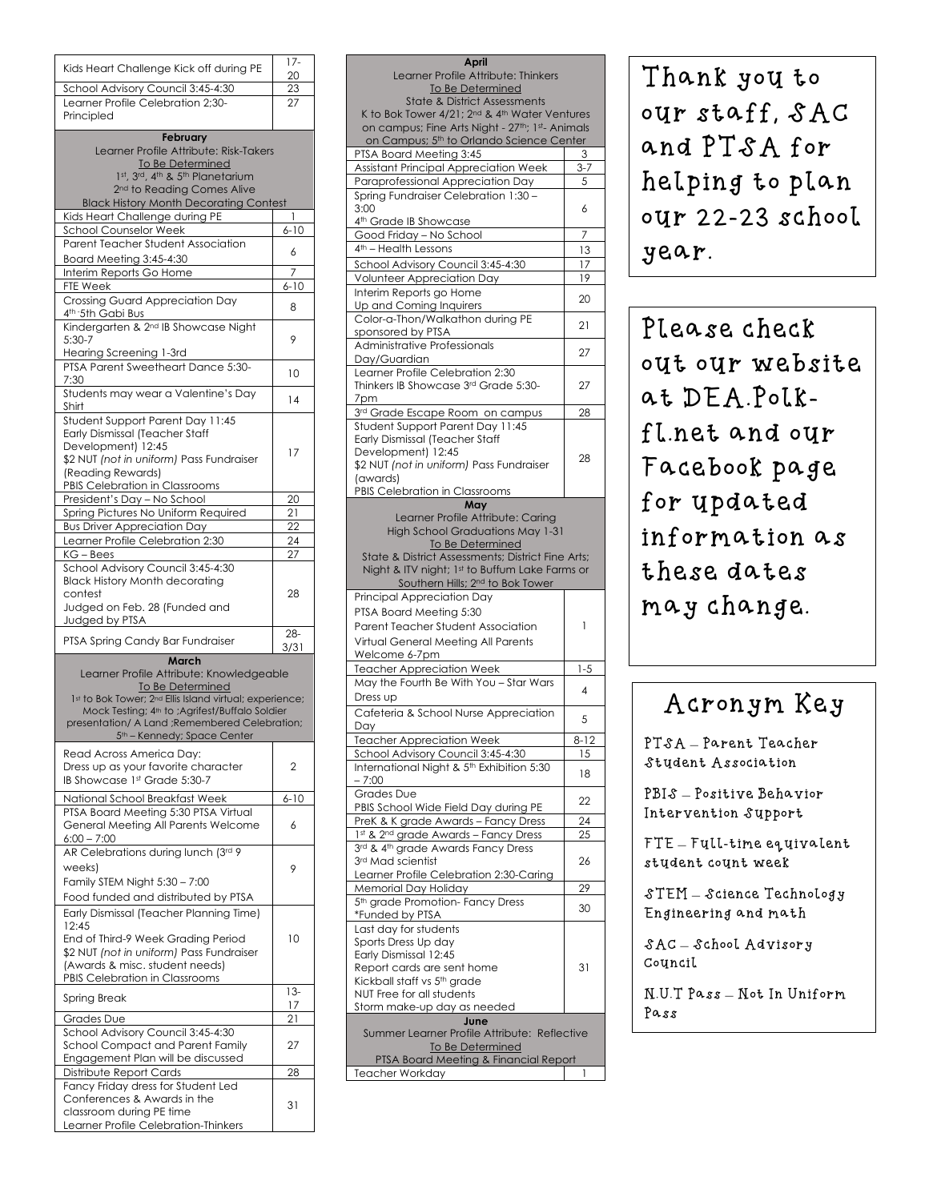| | |
|---|---|
| Kids Heart Challenge Kick off during PE | 17-20 |
| School Advisory Council 3:45-4:30 | 23 |
| Learner Profile Celebration 2;30- Principled | 27 |
| **February**<br>Learner Profile Attribute: Risk-Takers<br>To Be Determined<br>1st, 3rd, 4th & 5th Planetarium<br>2nd to Reading Comes Alive<br>Black History Month Decorating Contest | |
| Kids Heart Challenge during PE | 1 |
| School Counselor Week | 6-10 |
| Parent Teacher Student Association Board Meeting 3:45-4:30 | 6 |
| Interim Reports Go Home | 7 |
| FTE Week | 6-10 |
| Crossing Guard Appreciation Day<br>4th -5th Gabi Bus | 8 |
| Kindergarten & 2nd IB Showcase Night 5:30-7<br>Hearing Screening 1-3rd | 9 |
| PTSA Parent Sweetheart Dance 5:30-7:30 | 10 |
| Students may wear a Valentine's Day Shirt | 14 |
| Student Support Parent Day 11:45<br>Early Dismissal (Teacher Staff Development) 12:45<br>$2 NUT *(not in uniform)* Pass Fundraiser (Reading Rewards)<br>PBIS Celebration in Classrooms | 17 |
| President's Day – No School | 20 |
| Spring Pictures No Uniform Required | 21 |
| Bus Driver Appreciation Day | 22 |
| Learner Profile Celebration 2:30 | 24 |
| KG – Bees | 27 |
| School Advisory Council 3:45-4:30<br>Black History Month decorating contest<br>Judged on Feb. 28 (Funded and Judged by PTSA | 28 |
| PTSA Spring Candy Bar Fundraiser | 28-3/31 |
| **March**<br>Learner Profile Attribute: Knowledgeable<br>To Be Determined<br>1st to Bok Tower; 2nd Ellis Island virtual; experience; Mock Testing; 4th to ;Agrifest/Buffalo Soldier presentation/ A Land ;Remembered Celebration; 5th – Kennedy; Space Center | |
| Read Across America Day:<br>Dress up as your favorite character<br>IB Showcase 1st Grade 5:30-7 | 2 |
| National School Breakfast Week | 6-10 |
| PTSA Board Meeting 5:30 PTSA Virtual General Meeting All Parents Welcome 6:00 – 7:00 | 6 |
| AR Celebrations during lunch (3rd 9 weeks)<br>Family STEM Night 5:30 – 7:00<br>Food funded and distributed by PTSA | 9 |
| Early Dismissal (Teacher Planning Time) 12:45<br>End of Third-9 Week Grading Period<br>$2 NUT *(not in uniform)* Pass Fundraiser (Awards & misc. student needs)<br>PBIS Celebration in Classrooms | 10 |
| Spring Break | 13-17 |
| Grades Due | 21 |
| School Advisory Council 3:45-4:30<br>School Compact and Parent Family Engagement Plan will be discussed | 27 |
| Distribute Report Cards | 28 |
| Fancy Friday dress for Student Led Conferences & Awards in the classroom during PE time<br>Learner Profile Celebration-Thinkers | 31 |

| | |
|---|---|
| **April**<br>Learner Profile Attribute: Thinkers<br>To Be Determined<br>State & District Assessments<br>K to Bok Tower 4/21; 2nd & 4th Water Ventures on campus; Fine Arts Night - 27th; 1st- Animals on Campus; 5th to Orlando Science Center | |
| PTSA Board Meeting 3:45 | 3 |
| Assistant Principal Appreciation Week | 3-7 |
| Paraprofessional Appreciation Day | 5 |
| Spring Fundraiser Celebration 1:30 – 3:00<br>4th Grade IB Showcase | 6 |
| Good Friday – No School | 7 |
| 4th – Health Lessons | 13 |
| School Advisory Council 3:45-4:30 | 17 |
| Volunteer Appreciation Day | 19 |
| Interim Reports go Home<br>Up and Coming Inquirers | 20 |
| Color-a-Thon/Walkathon during PE sponsored by PTSA | 21 |
| Administrative Professionals Day/Guardian | 27 |
| Learner Profile Celebration 2:30<br>Thinkers IB Showcase 3rd Grade 5:30-7pm | 27 |
| 3rd Grade Escape Room on campus | 28 |
| Student Support Parent Day 11:45<br>Early Dismissal (Teacher Staff Development) 12:45<br>$2 NUT *(not in uniform)* Pass Fundraiser (awards)<br>PBIS Celebration in Classrooms | 28 |
| **May**<br>Learner Profile Attribute: Caring<br>High School Graduations May 1-31<br>To Be Determined<br>State & District Assessments; District Fine Arts; Night & ITV night; 1st to Buffum Lake Farms or Southern Hills; 2nd to Bok Tower | |
| Principal Appreciation Day<br>PTSA Board Meeting 5:30<br>Parent Teacher Student Association Virtual General Meeting All Parents Welcome 6-7pm | 1 |
| Teacher Appreciation Week | 1-5 |
| May the Fourth Be With You – Star Wars Dress up | 4 |
| Cafeteria & School Nurse Appreciation Day | 5 |
| Teacher Appreciation Week | 8-12 |
| School Advisory Council 3:45-4:30 | 15 |
| International Night & 5th Exhibition 5:30 – 7:00 | 18 |
| Grades Due<br>PBIS School Wide Field Day during PE | 22 |
| PreK & K grade Awards – Fancy Dress | 24 |
| 1st & 2nd grade Awards – Fancy Dress | 25 |
| 3rd & 4th grade Awards Fancy Dress<br>3rd Mad scientist<br>Learner Profile Celebration 2:30-Caring | 26 |
| Memorial Day Holiday | 29 |
| 5th grade Promotion- Fancy Dress<br>*Funded by PTSA | 30 |
| Last day for students<br>Sports Dress Up day<br>Early Dismissal 12:45<br>Report cards are sent home<br>Kickball staff vs 5th grade<br>NUT Free for all students<br>Storm make-up day as needed | 31 |
| **June**<br>Summer Learner Profile Attribute: Reflective<br>To Be Determined<br>PTSA Board Meeting & Financial Report | |
| Teacher Workday | 1 |

Thank you to our staff, SAC and PTSA for helping to plan our 22-23 school year.

Please check out our website at DEA.Polk-fl.net and our Facebook page for updated information as these dates may change.

## Acronym Key

PTSA – Parent Teacher Student Association

PBIS – Positive Behavior Intervention Support

FTE – Full-time equivalent student count week

STEM – Science Technology Engineering and math

SAC – School Advisory Council

N.U.T Pass – Not In Uniform Pass